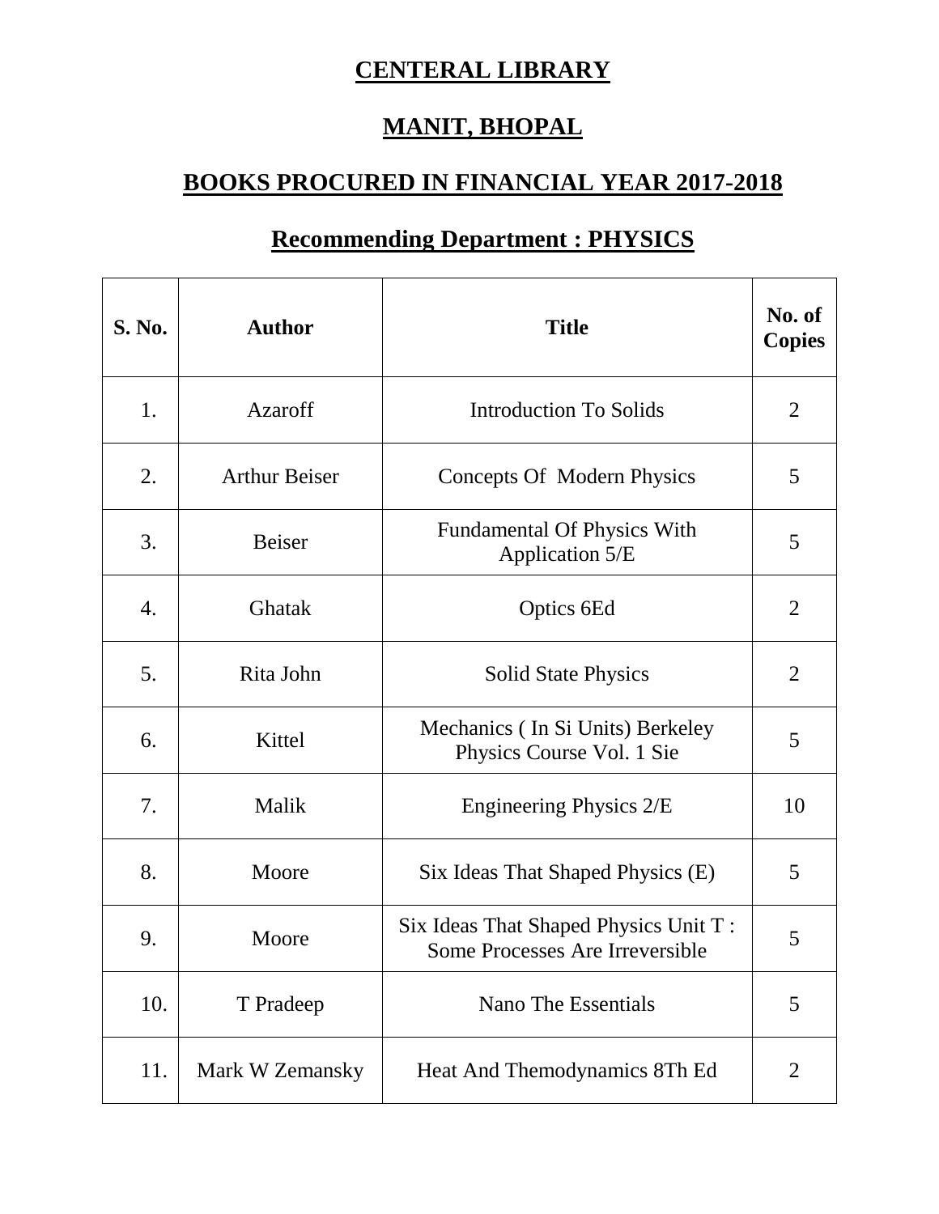# CENTERAL LIBRARY

# MANIT, BHOPAL

## BOOKS PROCURED IN FINANCIAL YEAR 2017-2018

### Recommending Department : PHYSICS

| S. No. | Author | Title | No. of Copies |
|---|---|---|---|
| 1. | Azaroff | Introduction To Solids | 2 |
| 2. | Arthur Beiser | Concepts Of Modern Physics | 5 |
| 3. | Beiser | Fundamental Of Physics With Application 5/E | 5 |
| 4. | Ghatak | Optics 6Ed | 2 |
| 5. | Rita John | Solid State Physics | 2 |
| 6. | Kittel | Mechanics ( In Si Units) Berkeley Physics Course Vol. 1 Sie | 5 |
| 7. | Malik | Engineering Physics 2/E | 10 |
| 8. | Moore | Six Ideas That Shaped Physics (E) | 5 |
| 9. | Moore | Six Ideas That Shaped Physics Unit T : Some Processes Are Irreversible | 5 |
| 10. | T Pradeep | Nano The Essentials | 5 |
| 11. | Mark W Zemansky | Heat And Themodynamics 8Th Ed | 2 |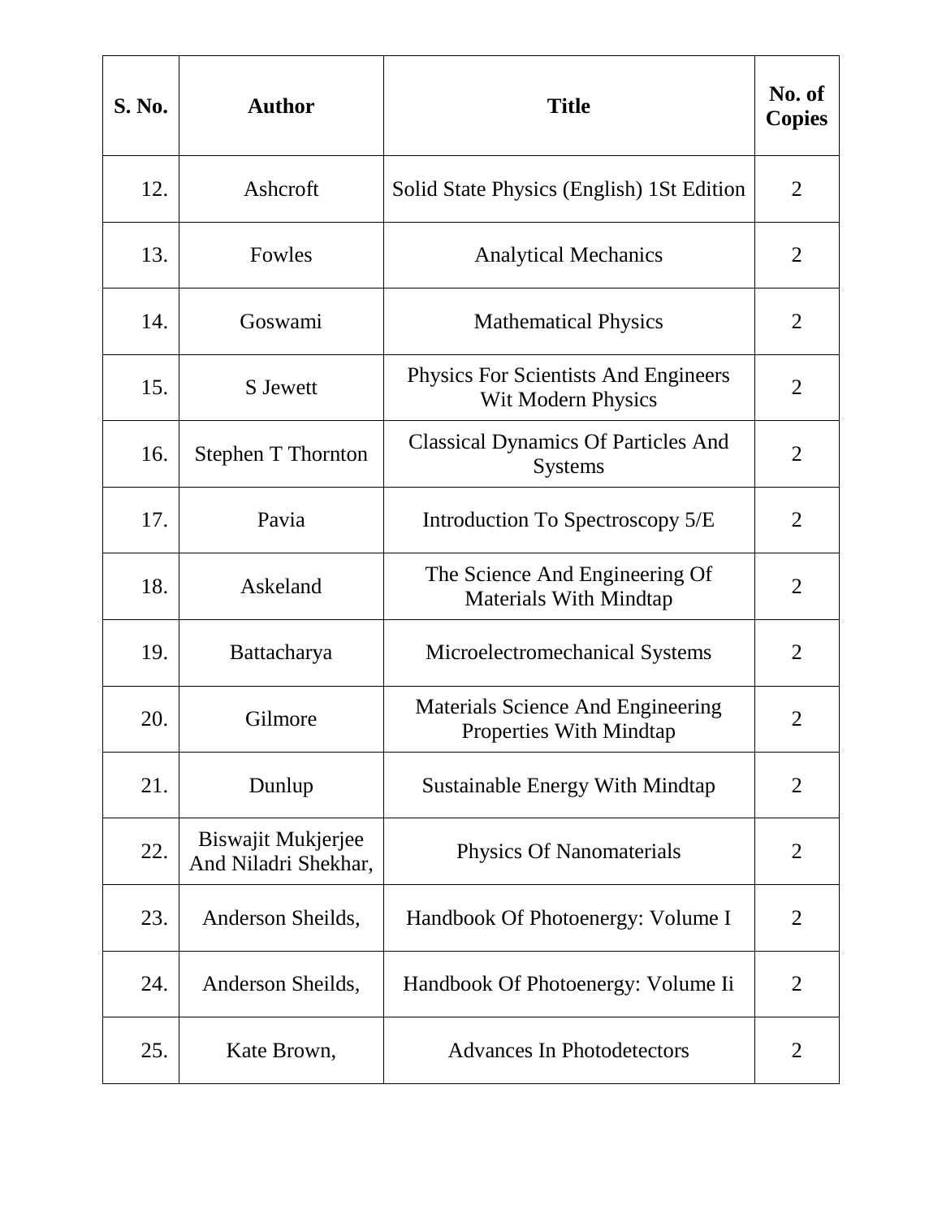| S. No. | Author | Title | No. of Copies |
|---|---|---|---|
| 12. | Ashcroft | Solid State Physics (English) 1St Edition | 2 |
| 13. | Fowles | Analytical Mechanics | 2 |
| 14. | Goswami | Mathematical Physics | 2 |
| 15. | S Jewett | Physics For Scientists And Engineers Wit Modern Physics | 2 |
| 16. | Stephen T Thornton | Classical Dynamics Of Particles And Systems | 2 |
| 17. | Pavia | Introduction To Spectroscopy 5/E | 2 |
| 18. | Askeland | The Science And Engineering Of Materials With Mindtap | 2 |
| 19. | Battacharya | Microelectromechanical Systems | 2 |
| 20. | Gilmore | Materials Science And Engineering Properties With Mindtap | 2 |
| 21. | Dunlup | Sustainable Energy With Mindtap | 2 |
| 22. | Biswajit Mukjerjee And Niladri Shekhar, | Physics Of Nanomaterials | 2 |
| 23. | Anderson Sheilds, | Handbook Of Photoenergy: Volume I | 2 |
| 24. | Anderson Sheilds, | Handbook Of Photoenergy: Volume Ii | 2 |
| 25. | Kate Brown, | Advances In Photodetectors | 2 |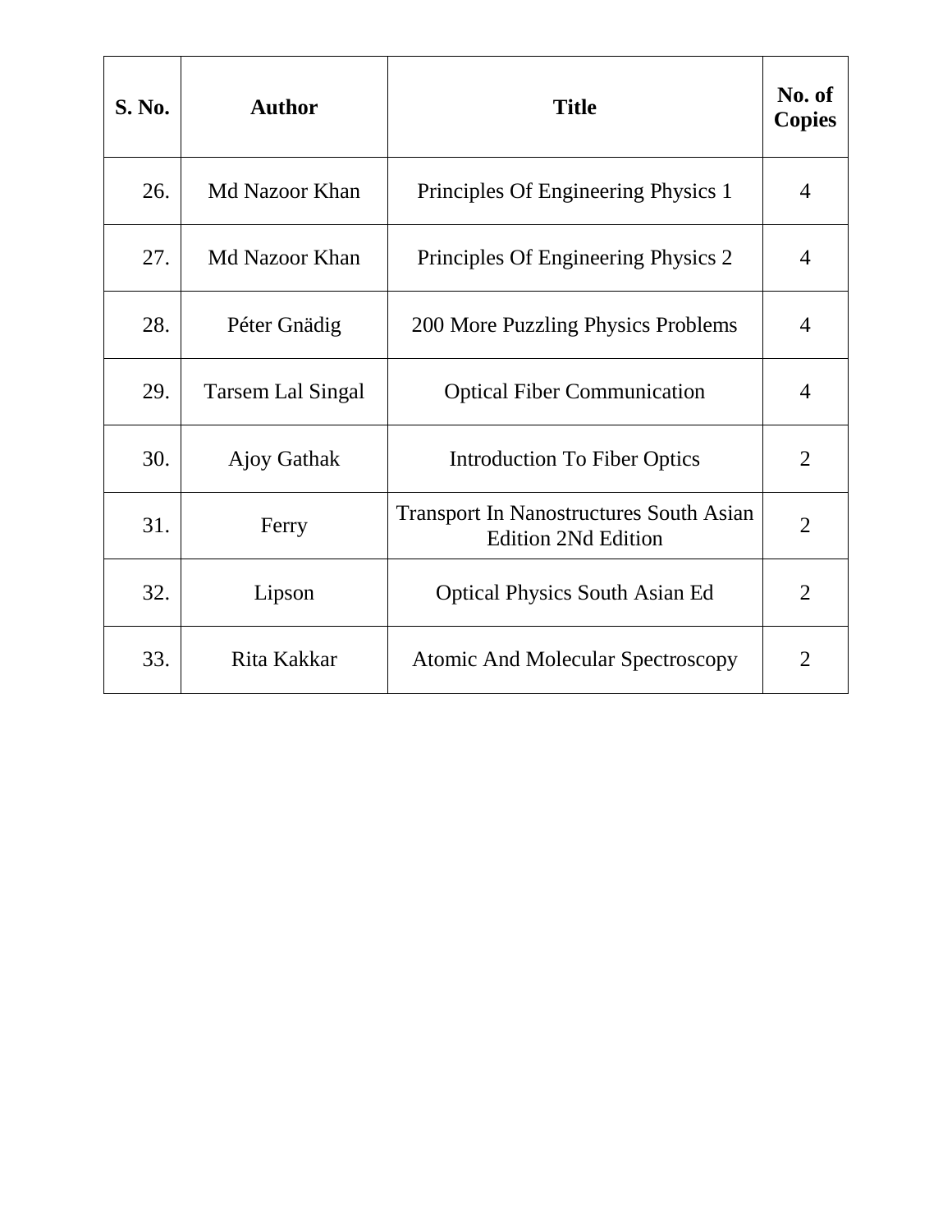| S. No. | Author | Title | No. of Copies |
|---|---|---|---|
| 26. | Md Nazoor Khan | Principles Of Engineering Physics 1 | 4 |
| 27. | Md Nazoor Khan | Principles Of Engineering Physics 2 | 4 |
| 28. | Péter Gnädig | 200 More Puzzling Physics Problems | 4 |
| 29. | Tarsem Lal Singal | Optical Fiber Communication | 4 |
| 30. | Ajoy Gathak | Introduction To Fiber Optics | 2 |
| 31. | Ferry | Transport In Nanostructures South Asian Edition 2Nd Edition | 2 |
| 32. | Lipson | Optical Physics South Asian Ed | 2 |
| 33. | Rita Kakkar | Atomic And Molecular Spectroscopy | 2 |